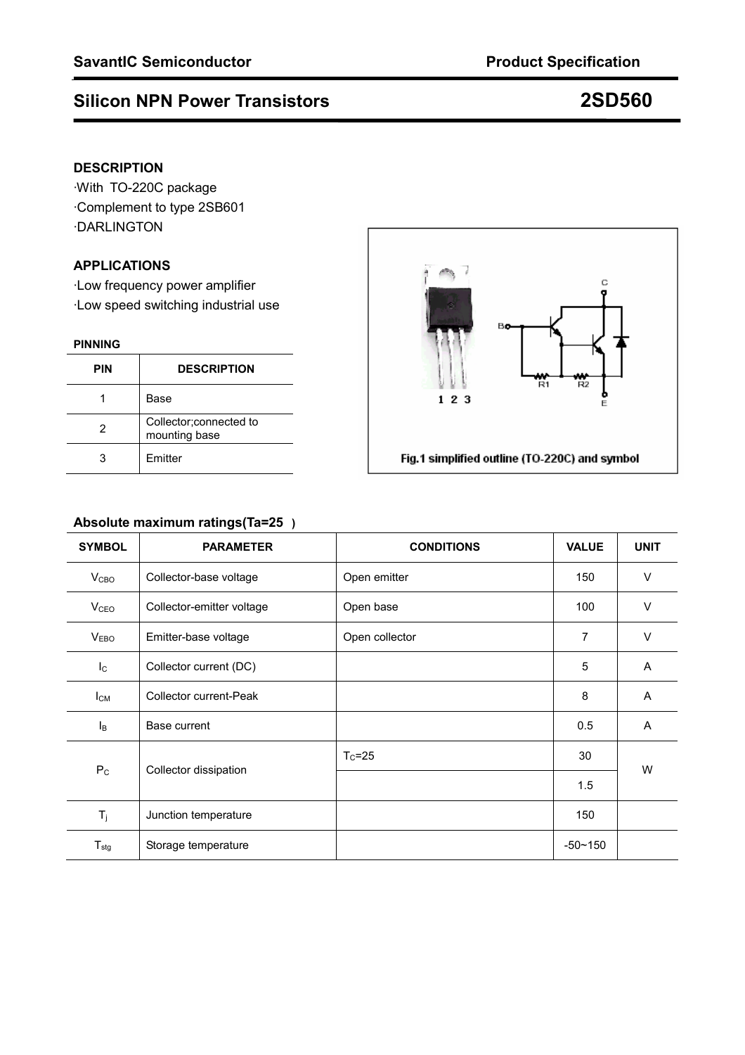# Silicon NPN Power Transistors — 2SD560

## DESCRIPTION

- ·With TO-220C package
- ·Complement to type 2SB601
- ·DARLINGTON

## APPLICATIONS

- ·Low frequency power amplifier
- ·Low speed switching industrial use

### PINNING

| PIN | DESCRIPTION |
|---|---|
| 1 | Base |
| 2 | Collector;connected to mounting base |
| 3 | Emitter |

Fig.1 simplified outline (TO-220C) and symbol

### Absolute maximum ratings(Ta=25 )

| SYMBOL | PARAMETER | CONDITIONS | VALUE | UNIT |
|---|---|---|---|---|
| $V_{CBO}$ | Collector-base voltage | Open emitter | 150 | V |
| $V_{CEO}$ | Collector-emitter voltage | Open base | 100 | V |
| $V_{EBO}$ | Emitter-base voltage | Open collector | 7 | V |
| $I_C$ | Collector current (DC) | | 5 | A |
| $I_{CM}$ | Collector current-Peak | | 8 | A |
| $I_B$ | Base current | | 0.5 | A |
| $P_C$ | Collector dissipation | $T_C$=25 | 30 | W |
| | | | 1.5 | |
| $T_j$ | Junction temperature | | 150 | |
| $T_{stg}$ | Storage temperature | | -50~150 | |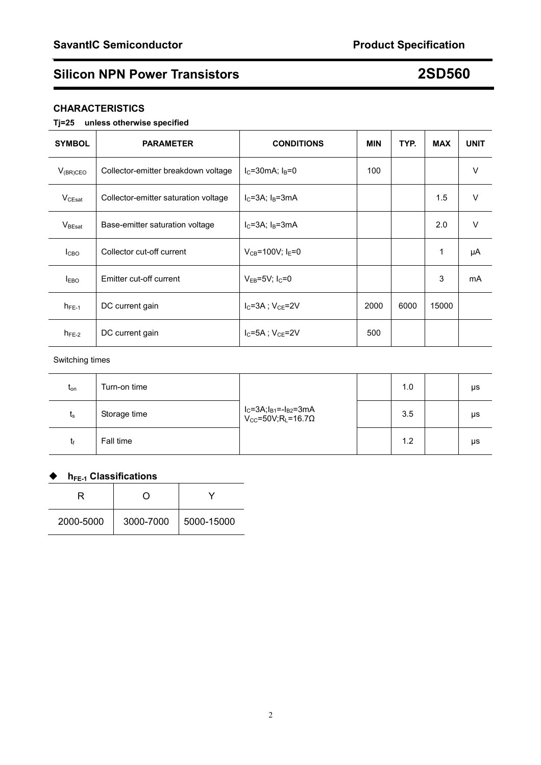# Silicon NPN Power Transistors 2SD560

## CHARACTERISTICS

**Tj=25 unless otherwise specified**

| SYMBOL | PARAMETER | CONDITIONS | MIN | TYP. | MAX | UNIT |
|---|---|---|---|---|---|---|
| $V_{(BR)CEO}$ | Collector-emitter breakdown voltage | $I_C$=30mA; $I_B$=0 | 100 | | | V |
| $V_{CEsat}$ | Collector-emitter saturation voltage | $I_C$=3A; $I_B$=3mA | | | 1.5 | V |
| $V_{BEsat}$ | Base-emitter saturation voltage | $I_C$=3A; $I_B$=3mA | | | 2.0 | V |
| $I_{CBO}$ | Collector cut-off current | $V_{CB}$=100V; $I_E$=0 | | | 1 | μA |
| $I_{EBO}$ | Emitter cut-off current | $V_{EB}$=5V; $I_C$=0 | | | 3 | mA |
| $h_{FE-1}$ | DC current gain | $I_C$=3A ; $V_{CE}$=2V | 2000 | 6000 | 15000 | |
| $h_{FE-2}$ | DC current gain | $I_C$=5A ; $V_{CE}$=2V | 500 | | | |

Switching times

| SYMBOL | PARAMETER | CONDITIONS | MIN | TYP. | MAX | UNIT |
|---|---|---|---|---|---|---|
| $t_{on}$ | Turn-on time | $I_C$=3A;$I_{B1}$=-$I_{B2}$=3mA $V_{CC}$=50V;$R_L$=16.7Ω | | 1.0 | | μs |
| $t_s$ | Storage time | | | 3.5 | | μs |
| $t_f$ | Fall time | | | 1.2 | | μs |

◆ **$h_{FE-1}$ Classifications**

| R | O | Y |
|---|---|---|
| 2000-5000 | 3000-7000 | 5000-15000 |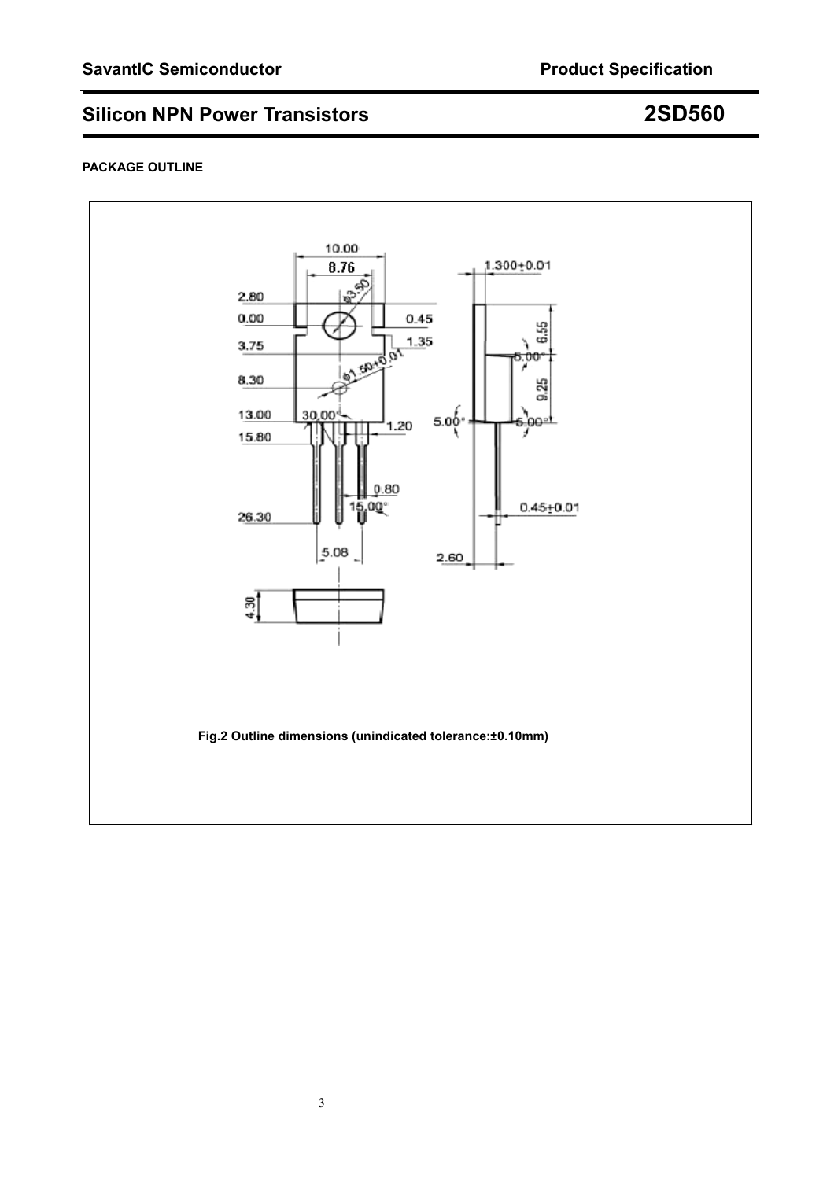**PACKAGE OUTLINE**

10.00

8.76

Ø3.50

2.80

0.00

0.45

3.75

1.35

Ø1.50±0.01

8.30

13.00

30.00°

1.20

15.80

0.80

15.00°

26.30

5.08

4.30

1.300±0.01

6.55

8.00°

9.25

5.00°

5.00°

0.45±0.01

2.60

Fig.2 Outline dimensions (unindicated tolerance:±0.10mm)